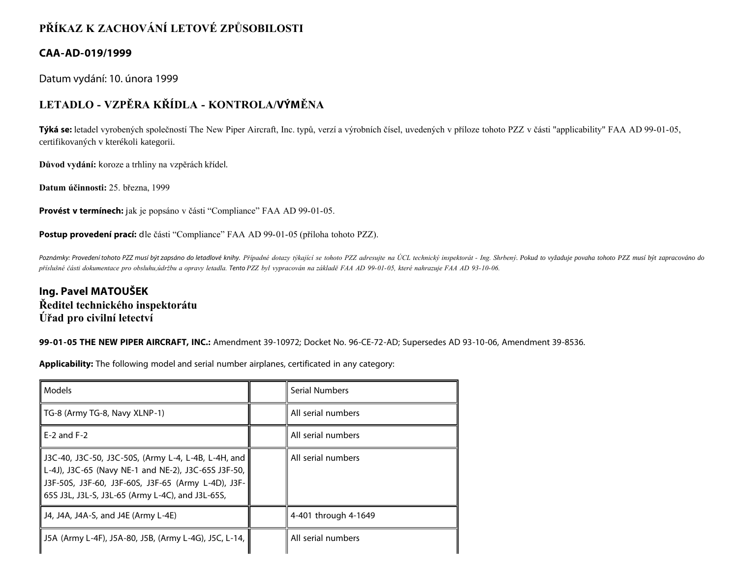# PŘÍKAZ K ZACHOVÁNÍ LETOVÉ ZPŮSOBILOSTI

## CAA-AD-019/1999

Datum vydání: 10. února 1999

## LETADLO - VZPĚRA KŘÍDLA - KONTROLA/VÝMĚNA

**Týká se:** letadel vyrobených společností The New Piper Aircraft, Inc. typů, verzí a výrobních čísel, uvedených v příloze tohoto PZZ v části "applicability" FAA AD 99-01-05, certifikovaných v kterékoli kategorii.

**Důvod vydání:** koroze a trhliny na vzpěrách křídel.

**Datum účinnosti:** 25. března, 1999

**Provést v termínech:** jak je popsáno v části "Compliance" FAA AD 99-01-05.

**Postup provedení prací:** dle části "Compliance" FAA AD 99-01-05 (příloha tohoto PZZ).

*Poznámky: Provedení tohoto PZZ musí být zapsáno do letadlové knihy. Případné dotazy týkající se tohoto PZZ adresujte na ÚCL technický inspektorát - Ing. Shrbený. Pokud to vyžaduje povaha tohoto PZZ musí být zapracováno do příslušné části dokumentace pro obsluhu,údržbu a opravy letadla. Tento PZZ byl vypracován na základě FAA AD 99-01-05, které nahrazuje FAA AD 93-10-06.*

**Ing. Pavel MATOUŠEK**
**Ředitel technického inspektorátu**
**Úřad pro civilní letectví**

**99-01-05 THE NEW PIPER AIRCRAFT, INC.:** Amendment 39-10972; Docket No. 96-CE-72-AD; Supersedes AD 93-10-06, Amendment 39-8536.

**Applicability:** The following model and serial number airplanes, certificated in any category:

| Models | | Serial Numbers |
|---|---|---|
| TG-8 (Army TG-8, Navy XLNP-1) | | All serial numbers |
| E-2 and F-2 | | All serial numbers |
| J3C-40, J3C-50, J3C-50S, (Army L-4, L-4B, L-4H, and L-4J), J3C-65 (Navy NE-1 and NE-2), J3C-65S J3F-50, J3F-50S, J3F-60, J3F-60S, J3F-65 (Army L-4D), J3F-65S J3L, J3L-S, J3L-65 (Army L-4C), and J3L-65S, | | All serial numbers |
| J4, J4A, J4A-S, and J4E (Army L-4E) | | 4-401 through 4-1649 |
| J5A (Army L-4F), J5A-80, J5B, (Army L-4G), J5C, L-14, | | All serial numbers |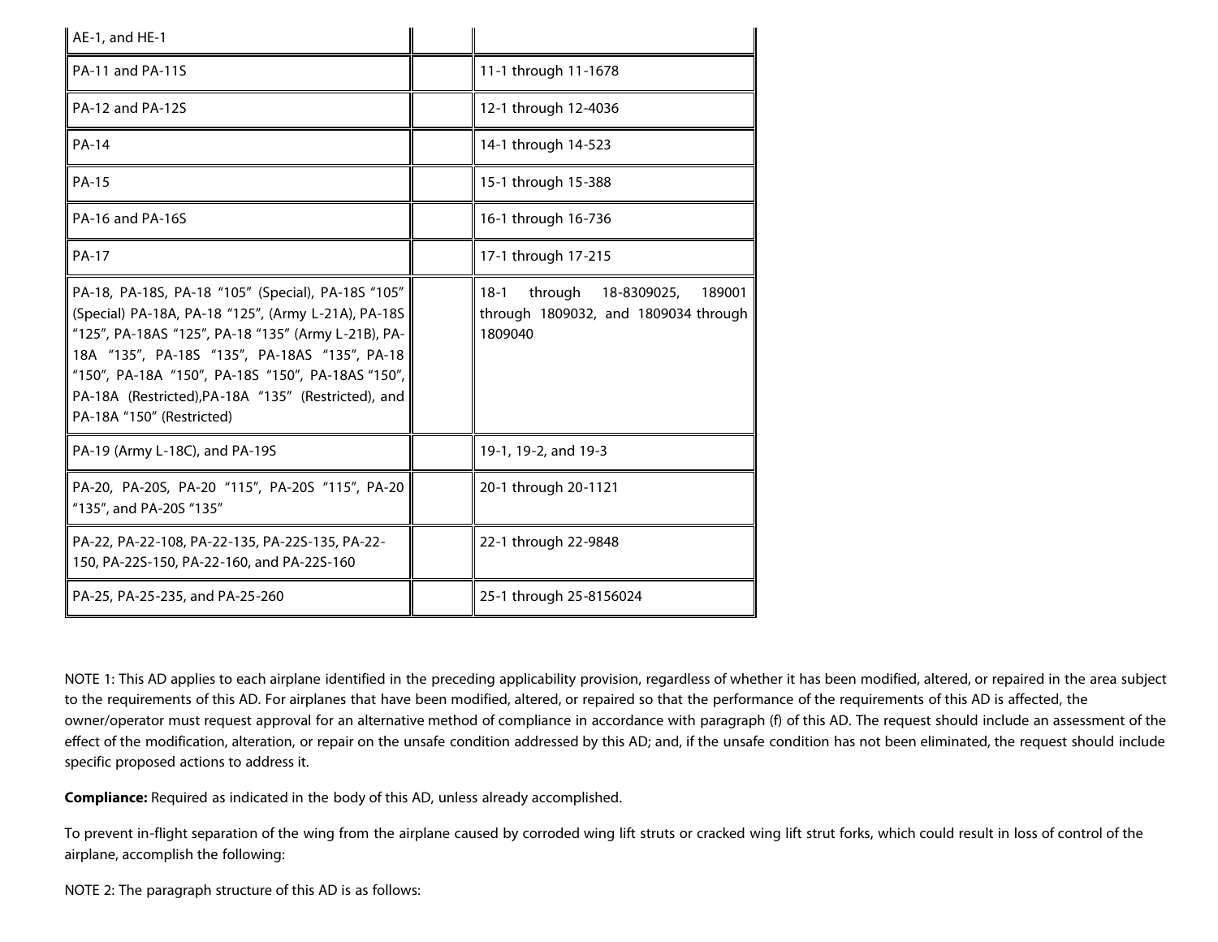| | | |
|---|---|---|
| AE-1, and HE-1 | | |
| PA-11 and PA-11S | | 11-1 through 11-1678 |
| PA-12 and PA-12S | | 12-1 through 12-4036 |
| PA-14 | | 14-1 through 14-523 |
| PA-15 | | 15-1 through 15-388 |
| PA-16 and PA-16S | | 16-1 through 16-736 |
| PA-17 | | 17-1 through 17-215 |
| PA-18, PA-18S, PA-18 "105" (Special), PA-18S "105" (Special) PA-18A, PA-18 "125", (Army L-21A), PA-18S "125", PA-18AS "125", PA-18 "135" (Army L-21B), PA-18A "135", PA-18S "135", PA-18AS "135", PA-18 "150", PA-18A "150", PA-18S "150", PA-18AS "150", PA-18A (Restricted),PA-18A "135" (Restricted), and PA-18A "150" (Restricted) | | 18-1 through 18-8309025, 189001 through 1809032, and 1809034 through 1809040 |
| PA-19 (Army L-18C), and PA-19S | | 19-1, 19-2, and 19-3 |
| PA-20, PA-20S, PA-20 "115", PA-20S "115", PA-20 "135", and PA-20S "135" | | 20-1 through 20-1121 |
| PA-22, PA-22-108, PA-22-135, PA-22S-135, PA-22-150, PA-22S-150, PA-22-160, and PA-22S-160 | | 22-1 through 22-9848 |
| PA-25, PA-25-235, and PA-25-260 | | 25-1 through 25-8156024 |

NOTE 1: This AD applies to each airplane identified in the preceding applicability provision, regardless of whether it has been modified, altered, or repaired in the area subject to the requirements of this AD. For airplanes that have been modified, altered, or repaired so that the performance of the requirements of this AD is affected, the owner/operator must request approval for an alternative method of compliance in accordance with paragraph (f) of this AD. The request should include an assessment of the effect of the modification, alteration, or repair on the unsafe condition addressed by this AD; and, if the unsafe condition has not been eliminated, the request should include specific proposed actions to address it.

**Compliance:** Required as indicated in the body of this AD, unless already accomplished.

To prevent in-flight separation of the wing from the airplane caused by corroded wing lift struts or cracked wing lift strut forks, which could result in loss of control of the airplane, accomplish the following:

NOTE 2: The paragraph structure of this AD is as follows: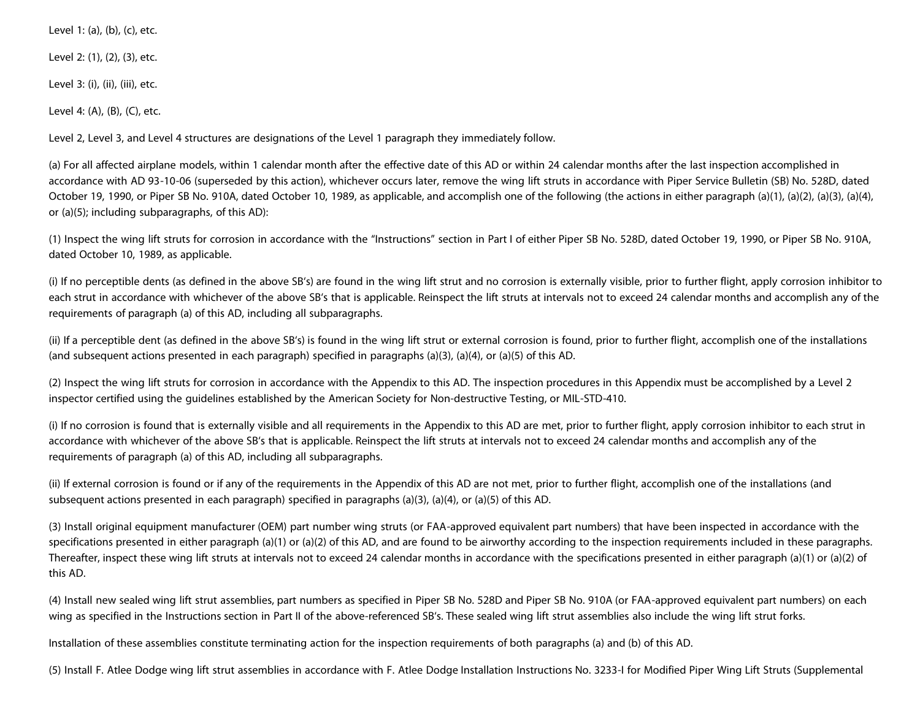Level 1: (a), (b), (c), etc.

Level 2: (1), (2), (3), etc.

Level 3: (i), (ii), (iii), etc.

Level 4: (A), (B), (C), etc.

Level 2, Level 3, and Level 4 structures are designations of the Level 1 paragraph they immediately follow.

(a) For all affected airplane models, within 1 calendar month after the effective date of this AD or within 24 calendar months after the last inspection accomplished in accordance with AD 93-10-06 (superseded by this action), whichever occurs later, remove the wing lift struts in accordance with Piper Service Bulletin (SB) No. 528D, dated October 19, 1990, or Piper SB No. 910A, dated October 10, 1989, as applicable, and accomplish one of the following (the actions in either paragraph (a)(1), (a)(2), (a)(3), (a)(4), or (a)(5); including subparagraphs, of this AD):

(1) Inspect the wing lift struts for corrosion in accordance with the "Instructions" section in Part I of either Piper SB No. 528D, dated October 19, 1990, or Piper SB No. 910A, dated October 10, 1989, as applicable.

(i) If no perceptible dents (as defined in the above SB's) are found in the wing lift strut and no corrosion is externally visible, prior to further flight, apply corrosion inhibitor to each strut in accordance with whichever of the above SB's that is applicable. Reinspect the lift struts at intervals not to exceed 24 calendar months and accomplish any of the requirements of paragraph (a) of this AD, including all subparagraphs.

(ii) If a perceptible dent (as defined in the above SB's) is found in the wing lift strut or external corrosion is found, prior to further flight, accomplish one of the installations (and subsequent actions presented in each paragraph) specified in paragraphs (a)(3), (a)(4), or (a)(5) of this AD.

(2) Inspect the wing lift struts for corrosion in accordance with the Appendix to this AD. The inspection procedures in this Appendix must be accomplished by a Level 2 inspector certified using the guidelines established by the American Society for Non-destructive Testing, or MIL-STD-410.

(i) If no corrosion is found that is externally visible and all requirements in the Appendix to this AD are met, prior to further flight, apply corrosion inhibitor to each strut in accordance with whichever of the above SB's that is applicable. Reinspect the lift struts at intervals not to exceed 24 calendar months and accomplish any of the requirements of paragraph (a) of this AD, including all subparagraphs.

(ii) If external corrosion is found or if any of the requirements in the Appendix of this AD are not met, prior to further flight, accomplish one of the installations (and subsequent actions presented in each paragraph) specified in paragraphs (a)(3), (a)(4), or (a)(5) of this AD.

(3) Install original equipment manufacturer (OEM) part number wing struts (or FAA-approved equivalent part numbers) that have been inspected in accordance with the specifications presented in either paragraph (a)(1) or (a)(2) of this AD, and are found to be airworthy according to the inspection requirements included in these paragraphs. Thereafter, inspect these wing lift struts at intervals not to exceed 24 calendar months in accordance with the specifications presented in either paragraph (a)(1) or (a)(2) of this AD.

(4) Install new sealed wing lift strut assemblies, part numbers as specified in Piper SB No. 528D and Piper SB No. 910A (or FAA-approved equivalent part numbers) on each wing as specified in the Instructions section in Part II of the above-referenced SB's. These sealed wing lift strut assemblies also include the wing lift strut forks.

Installation of these assemblies constitute terminating action for the inspection requirements of both paragraphs (a) and (b) of this AD.

(5) Install F. Atlee Dodge wing lift strut assemblies in accordance with F. Atlee Dodge Installation Instructions No. 3233-I for Modified Piper Wing Lift Struts (Supplemental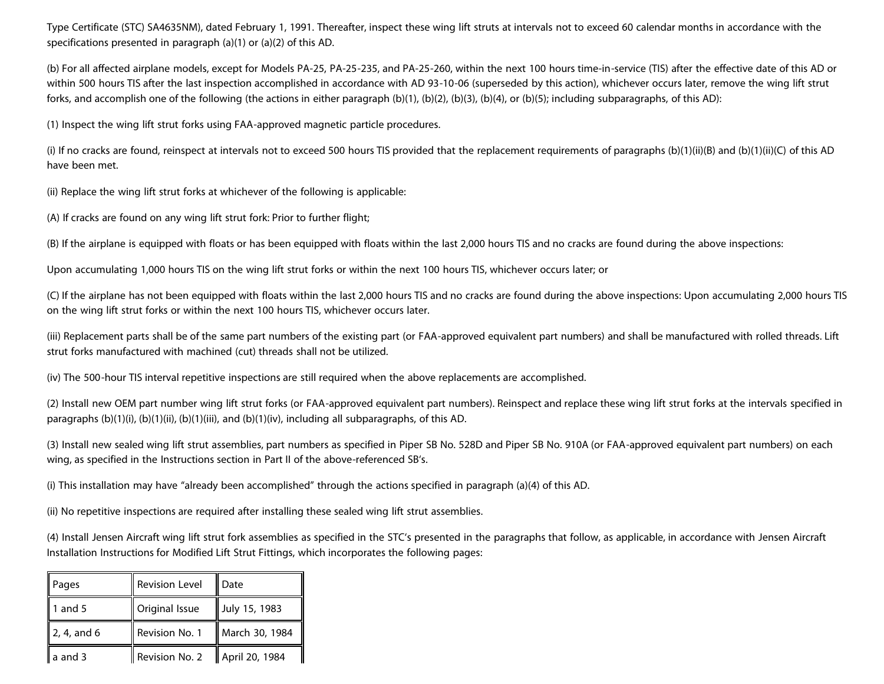Type Certificate (STC) SA4635NM), dated February 1, 1991. Thereafter, inspect these wing lift struts at intervals not to exceed 60 calendar months in accordance with the specifications presented in paragraph (a)(1) or (a)(2) of this AD.

(b) For all affected airplane models, except for Models PA-25, PA-25-235, and PA-25-260, within the next 100 hours time-in-service (TIS) after the effective date of this AD or within 500 hours TIS after the last inspection accomplished in accordance with AD 93-10-06 (superseded by this action), whichever occurs later, remove the wing lift strut forks, and accomplish one of the following (the actions in either paragraph (b)(1), (b)(2), (b)(3), (b)(4), or (b)(5); including subparagraphs, of this AD):

(1) Inspect the wing lift strut forks using FAA-approved magnetic particle procedures.

(i) If no cracks are found, reinspect at intervals not to exceed 500 hours TIS provided that the replacement requirements of paragraphs (b)(1)(ii)(B) and (b)(1)(ii)(C) of this AD have been met.

(ii) Replace the wing lift strut forks at whichever of the following is applicable:

(A) If cracks are found on any wing lift strut fork: Prior to further flight;

(B) If the airplane is equipped with floats or has been equipped with floats within the last 2,000 hours TIS and no cracks are found during the above inspections:

Upon accumulating 1,000 hours TIS on the wing lift strut forks or within the next 100 hours TIS, whichever occurs later; or

(C) If the airplane has not been equipped with floats within the last 2,000 hours TIS and no cracks are found during the above inspections: Upon accumulating 2,000 hours TIS on the wing lift strut forks or within the next 100 hours TIS, whichever occurs later.

(iii) Replacement parts shall be of the same part numbers of the existing part (or FAA-approved equivalent part numbers) and shall be manufactured with rolled threads. Lift strut forks manufactured with machined (cut) threads shall not be utilized.

(iv) The 500-hour TIS interval repetitive inspections are still required when the above replacements are accomplished.

(2) Install new OEM part number wing lift strut forks (or FAA-approved equivalent part numbers). Reinspect and replace these wing lift strut forks at the intervals specified in paragraphs (b)(1)(i), (b)(1)(ii), (b)(1)(iii), and (b)(1)(iv), including all subparagraphs, of this AD.

(3) Install new sealed wing lift strut assemblies, part numbers as specified in Piper SB No. 528D and Piper SB No. 910A (or FAA-approved equivalent part numbers) on each wing, as specified in the Instructions section in Part II of the above-referenced SB's.

(i) This installation may have "already been accomplished" through the actions specified in paragraph (a)(4) of this AD.

(ii) No repetitive inspections are required after installing these sealed wing lift strut assemblies.

(4) Install Jensen Aircraft wing lift strut fork assemblies as specified in the STC's presented in the paragraphs that follow, as applicable, in accordance with Jensen Aircraft Installation Instructions for Modified Lift Strut Fittings, which incorporates the following pages:

| Pages | Revision Level | Date |
|---|---|---|
| 1 and 5 | Original Issue | July 15, 1983 |
| 2, 4, and 6 | Revision No. 1 | March 30, 1984 |
| a and 3 | Revision No. 2 | April 20, 1984 |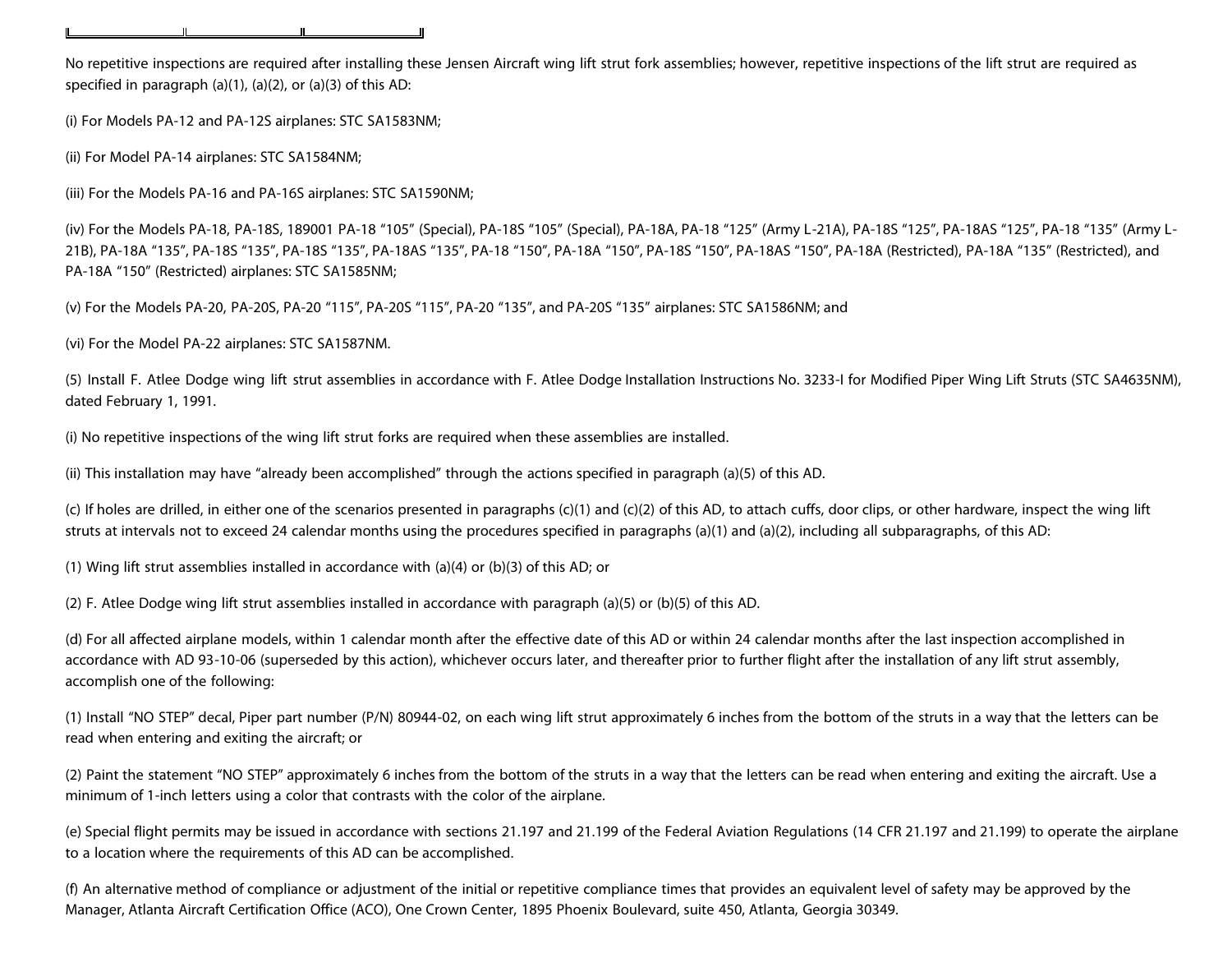| | | |
|---|---|---|

No repetitive inspections are required after installing these Jensen Aircraft wing lift strut fork assemblies; however, repetitive inspections of the lift strut are required as specified in paragraph (a)(1), (a)(2), or (a)(3) of this AD:

(i) For Models PA-12 and PA-12S airplanes: STC SA1583NM;

(ii) For Model PA-14 airplanes: STC SA1584NM;

(iii) For the Models PA-16 and PA-16S airplanes: STC SA1590NM;

(iv) For the Models PA-18, PA-18S, 189001 PA-18 “105” (Special), PA-18S “105” (Special), PA-18A, PA-18 “125” (Army L-21A), PA-18S “125”, PA-18AS “125”, PA-18 “135” (Army L-21B), PA-18A “135”, PA-18S “135”, PA-18S “135”, PA-18AS “135”, PA-18 “150”, PA-18A “150”, PA-18S “150”, PA-18AS “150”, PA-18A (Restricted), PA-18A “135” (Restricted), and PA-18A “150” (Restricted) airplanes: STC SA1585NM;

(v) For the Models PA-20, PA-20S, PA-20 “115”, PA-20S “115”, PA-20 “135”, and PA-20S “135” airplanes: STC SA1586NM; and

(vi) For the Model PA-22 airplanes: STC SA1587NM.

(5) Install F. Atlee Dodge wing lift strut assemblies in accordance with F. Atlee Dodge Installation Instructions No. 3233-I for Modified Piper Wing Lift Struts (STC SA4635NM), dated February 1, 1991.

(i) No repetitive inspections of the wing lift strut forks are required when these assemblies are installed.

(ii) This installation may have “already been accomplished” through the actions specified in paragraph (a)(5) of this AD.

(c) If holes are drilled, in either one of the scenarios presented in paragraphs (c)(1) and (c)(2) of this AD, to attach cuffs, door clips, or other hardware, inspect the wing lift struts at intervals not to exceed 24 calendar months using the procedures specified in paragraphs (a)(1) and (a)(2), including all subparagraphs, of this AD:

(1) Wing lift strut assemblies installed in accordance with (a)(4) or (b)(3) of this AD; or

(2) F. Atlee Dodge wing lift strut assemblies installed in accordance with paragraph (a)(5) or (b)(5) of this AD.

(d) For all affected airplane models, within 1 calendar month after the effective date of this AD or within 24 calendar months after the last inspection accomplished in accordance with AD 93-10-06 (superseded by this action), whichever occurs later, and thereafter prior to further flight after the installation of any lift strut assembly, accomplish one of the following:

(1) Install “NO STEP” decal, Piper part number (P/N) 80944-02, on each wing lift strut approximately 6 inches from the bottom of the struts in a way that the letters can be read when entering and exiting the aircraft; or

(2) Paint the statement “NO STEP” approximately 6 inches from the bottom of the struts in a way that the letters can be read when entering and exiting the aircraft. Use a minimum of 1-inch letters using a color that contrasts with the color of the airplane.

(e) Special flight permits may be issued in accordance with sections 21.197 and 21.199 of the Federal Aviation Regulations (14 CFR 21.197 and 21.199) to operate the airplane to a location where the requirements of this AD can be accomplished.

(f) An alternative method of compliance or adjustment of the initial or repetitive compliance times that provides an equivalent level of safety may be approved by the Manager, Atlanta Aircraft Certification Office (ACO), One Crown Center, 1895 Phoenix Boulevard, suite 450, Atlanta, Georgia 30349.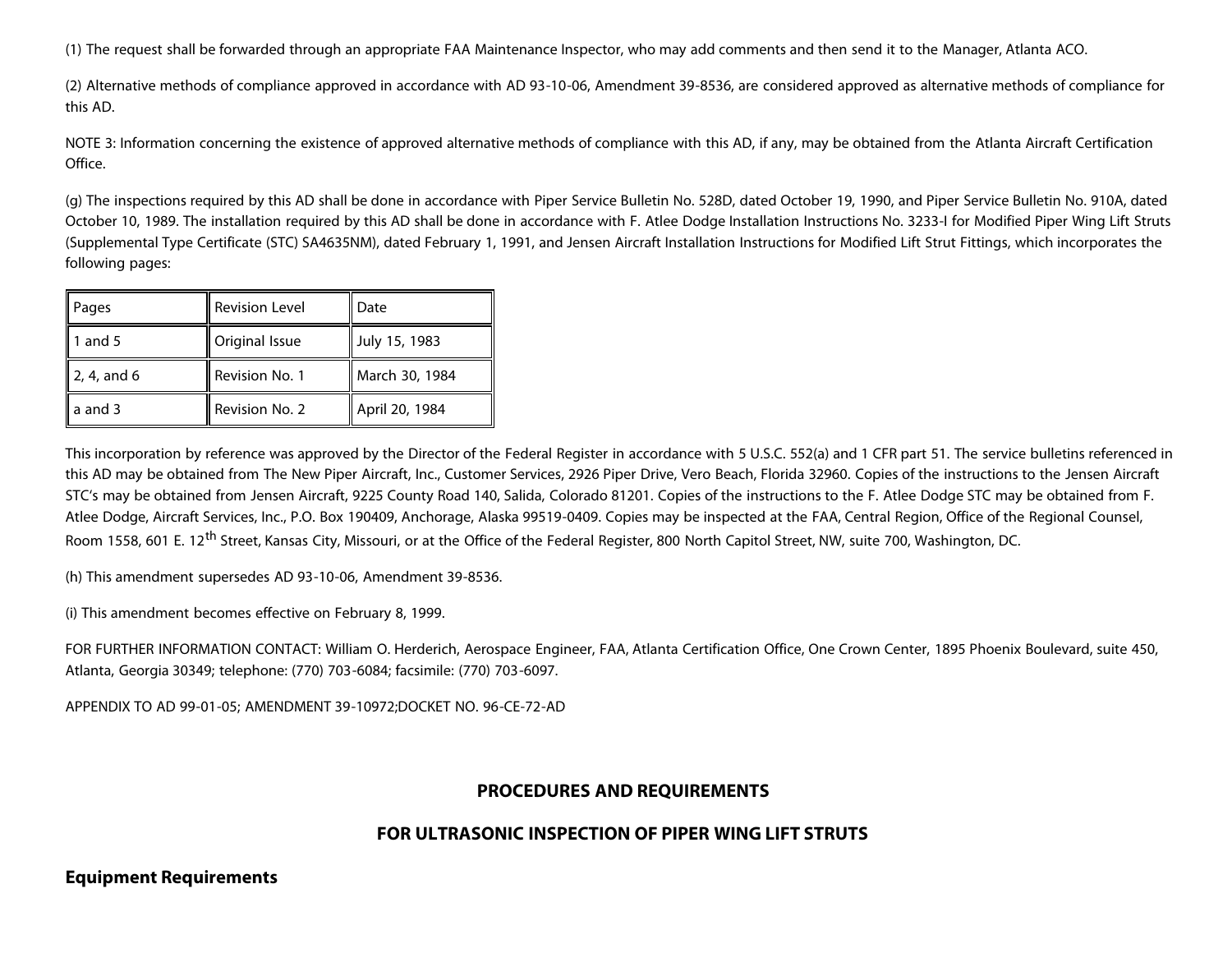(1) The request shall be forwarded through an appropriate FAA Maintenance Inspector, who may add comments and then send it to the Manager, Atlanta ACO.

(2) Alternative methods of compliance approved in accordance with AD 93-10-06, Amendment 39-8536, are considered approved as alternative methods of compliance for this AD.

NOTE 3: Information concerning the existence of approved alternative methods of compliance with this AD, if any, may be obtained from the Atlanta Aircraft Certification Office.

(g) The inspections required by this AD shall be done in accordance with Piper Service Bulletin No. 528D, dated October 19, 1990, and Piper Service Bulletin No. 910A, dated October 10, 1989. The installation required by this AD shall be done in accordance with F. Atlee Dodge Installation Instructions No. 3233-I for Modified Piper Wing Lift Struts (Supplemental Type Certificate (STC) SA4635NM), dated February 1, 1991, and Jensen Aircraft Installation Instructions for Modified Lift Strut Fittings, which incorporates the following pages:

| Pages | Revision Level | Date |
|---|---|---|
| 1 and 5 | Original Issue | July 15, 1983 |
| 2, 4, and 6 | Revision No. 1 | March 30, 1984 |
| a and 3 | Revision No. 2 | April 20, 1984 |

This incorporation by reference was approved by the Director of the Federal Register in accordance with 5 U.S.C. 552(a) and 1 CFR part 51. The service bulletins referenced in this AD may be obtained from The New Piper Aircraft, Inc., Customer Services, 2926 Piper Drive, Vero Beach, Florida 32960. Copies of the instructions to the Jensen Aircraft STC's may be obtained from Jensen Aircraft, 9225 County Road 140, Salida, Colorado 81201. Copies of the instructions to the F. Atlee Dodge STC may be obtained from F. Atlee Dodge, Aircraft Services, Inc., P.O. Box 190409, Anchorage, Alaska 99519-0409. Copies may be inspected at the FAA, Central Region, Office of the Regional Counsel, Room 1558, 601 E. 12th Street, Kansas City, Missouri, or at the Office of the Federal Register, 800 North Capitol Street, NW, suite 700, Washington, DC.

(h) This amendment supersedes AD 93-10-06, Amendment 39-8536.

(i) This amendment becomes effective on February 8, 1999.

FOR FURTHER INFORMATION CONTACT: William O. Herderich, Aerospace Engineer, FAA, Atlanta Certification Office, One Crown Center, 1895 Phoenix Boulevard, suite 450, Atlanta, Georgia 30349; telephone: (770) 703-6084; facsimile: (770) 703-6097.

APPENDIX TO AD 99-01-05; AMENDMENT 39-10972;DOCKET NO. 96-CE-72-AD

## PROCEDURES AND REQUIREMENTS

## FOR ULTRASONIC INSPECTION OF PIPER WING LIFT STRUTS

### Equipment Requirements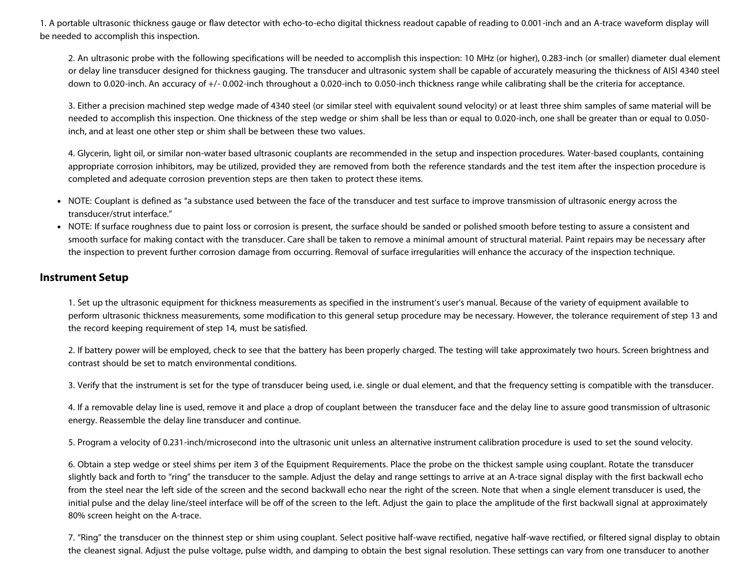1. A portable ultrasonic thickness gauge or flaw detector with echo-to-echo digital thickness readout capable of reading to 0.001-inch and an A-trace waveform display will be needed to accomplish this inspection.

2. An ultrasonic probe with the following specifications will be needed to accomplish this inspection: 10 MHz (or higher), 0.283-inch (or smaller) diameter dual element or delay line transducer designed for thickness gauging. The transducer and ultrasonic system shall be capable of accurately measuring the thickness of AISI 4340 steel down to 0.020-inch. An accuracy of +/- 0.002-inch throughout a 0.020-inch to 0.050-inch thickness range while calibrating shall be the criteria for acceptance.

3. Either a precision machined step wedge made of 4340 steel (or similar steel with equivalent sound velocity) or at least three shim samples of same material will be needed to accomplish this inspection. One thickness of the step wedge or shim shall be less than or equal to 0.020-inch, one shall be greater than or equal to 0.050-inch, and at least one other step or shim shall be between these two values.

4. Glycerin, light oil, or similar non-water based ultrasonic couplants are recommended in the setup and inspection procedures. Water-based couplants, containing appropriate corrosion inhibitors, may be utilized, provided they are removed from both the reference standards and the test item after the inspection procedure is completed and adequate corrosion prevention steps are then taken to protect these items.

- NOTE: Couplant is defined as "a substance used between the face of the transducer and test surface to improve transmission of ultrasonic energy across the transducer/strut interface."
- NOTE: If surface roughness due to paint loss or corrosion is present, the surface should be sanded or polished smooth before testing to assure a consistent and smooth surface for making contact with the transducer. Care shall be taken to remove a minimal amount of structural material. Paint repairs may be necessary after the inspection to prevent further corrosion damage from occurring. Removal of surface irregularities will enhance the accuracy of the inspection technique.

## Instrument Setup

1. Set up the ultrasonic equipment for thickness measurements as specified in the instrument's user's manual. Because of the variety of equipment available to perform ultrasonic thickness measurements, some modification to this general setup procedure may be necessary. However, the tolerance requirement of step 13 and the record keeping requirement of step 14, must be satisfied.

2. If battery power will be employed, check to see that the battery has been properly charged. The testing will take approximately two hours. Screen brightness and contrast should be set to match environmental conditions.

3. Verify that the instrument is set for the type of transducer being used, i.e. single or dual element, and that the frequency setting is compatible with the transducer.

4. If a removable delay line is used, remove it and place a drop of couplant between the transducer face and the delay line to assure good transmission of ultrasonic energy. Reassemble the delay line transducer and continue.

5. Program a velocity of 0.231-inch/microsecond into the ultrasonic unit unless an alternative instrument calibration procedure is used to set the sound velocity.

6. Obtain a step wedge or steel shims per item 3 of the Equipment Requirements. Place the probe on the thickest sample using couplant. Rotate the transducer slightly back and forth to "ring" the transducer to the sample. Adjust the delay and range settings to arrive at an A-trace signal display with the first backwall echo from the steel near the left side of the screen and the second backwall echo near the right of the screen. Note that when a single element transducer is used, the initial pulse and the delay line/steel interface will be off of the screen to the left. Adjust the gain to place the amplitude of the first backwall signal at approximately 80% screen height on the A-trace.

7. "Ring" the transducer on the thinnest step or shim using couplant. Select positive half-wave rectified, negative half-wave rectified, or filtered signal display to obtain the cleanest signal. Adjust the pulse voltage, pulse width, and damping to obtain the best signal resolution. These settings can vary from one transducer to another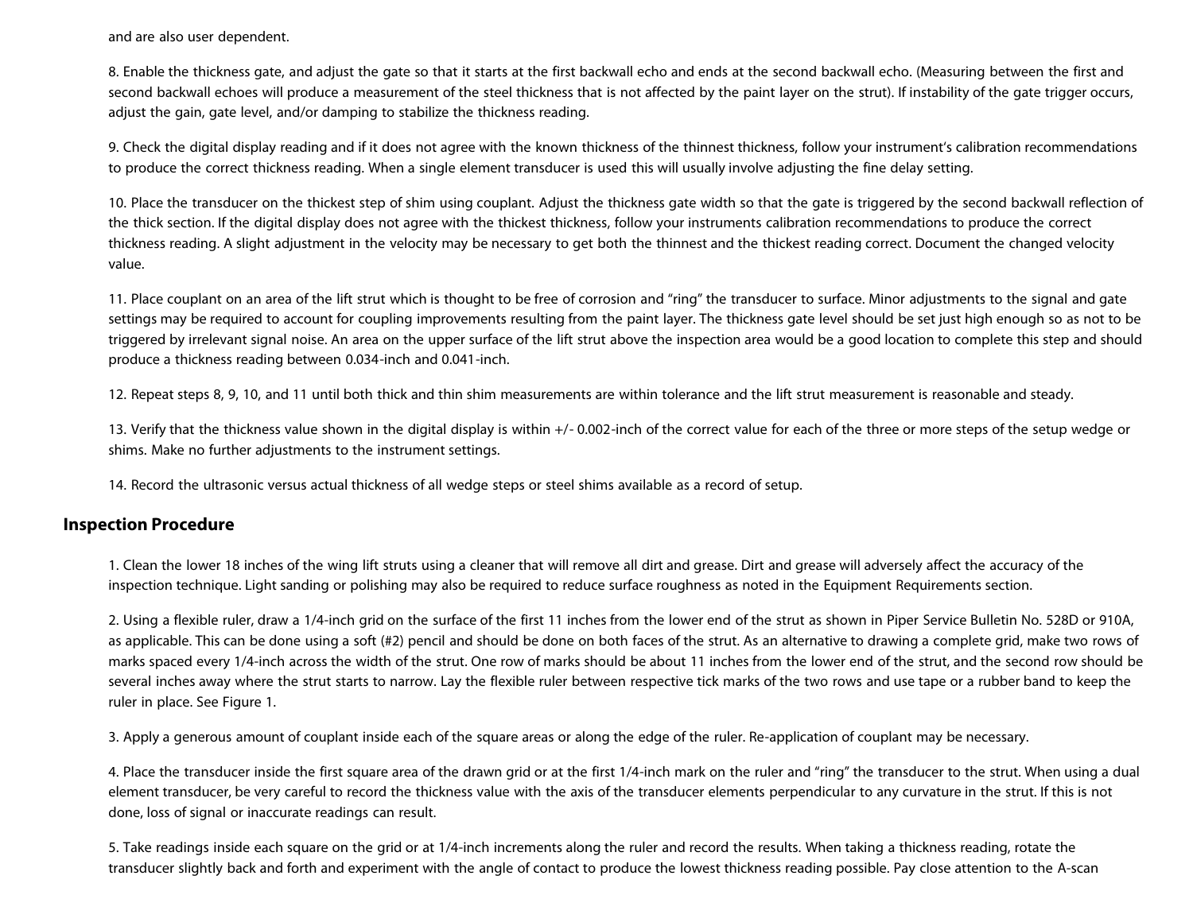and are also user dependent.

8. Enable the thickness gate, and adjust the gate so that it starts at the first backwall echo and ends at the second backwall echo. (Measuring between the first and second backwall echoes will produce a measurement of the steel thickness that is not affected by the paint layer on the strut). If instability of the gate trigger occurs, adjust the gain, gate level, and/or damping to stabilize the thickness reading.

9. Check the digital display reading and if it does not agree with the known thickness of the thinnest thickness, follow your instrument's calibration recommendations to produce the correct thickness reading. When a single element transducer is used this will usually involve adjusting the fine delay setting.

10. Place the transducer on the thickest step of shim using couplant. Adjust the thickness gate width so that the gate is triggered by the second backwall reflection of the thick section. If the digital display does not agree with the thickest thickness, follow your instruments calibration recommendations to produce the correct thickness reading. A slight adjustment in the velocity may be necessary to get both the thinnest and the thickest reading correct. Document the changed velocity value.

11. Place couplant on an area of the lift strut which is thought to be free of corrosion and "ring" the transducer to surface. Minor adjustments to the signal and gate settings may be required to account for coupling improvements resulting from the paint layer. The thickness gate level should be set just high enough so as not to be triggered by irrelevant signal noise. An area on the upper surface of the lift strut above the inspection area would be a good location to complete this step and should produce a thickness reading between 0.034-inch and 0.041-inch.

12. Repeat steps 8, 9, 10, and 11 until both thick and thin shim measurements are within tolerance and the lift strut measurement is reasonable and steady.

13. Verify that the thickness value shown in the digital display is within +/- 0.002-inch of the correct value for each of the three or more steps of the setup wedge or shims. Make no further adjustments to the instrument settings.

14. Record the ultrasonic versus actual thickness of all wedge steps or steel shims available as a record of setup.

## Inspection Procedure

1. Clean the lower 18 inches of the wing lift struts using a cleaner that will remove all dirt and grease. Dirt and grease will adversely affect the accuracy of the inspection technique. Light sanding or polishing may also be required to reduce surface roughness as noted in the Equipment Requirements section.

2. Using a flexible ruler, draw a 1/4-inch grid on the surface of the first 11 inches from the lower end of the strut as shown in Piper Service Bulletin No. 528D or 910A, as applicable. This can be done using a soft (#2) pencil and should be done on both faces of the strut. As an alternative to drawing a complete grid, make two rows of marks spaced every 1/4-inch across the width of the strut. One row of marks should be about 11 inches from the lower end of the strut, and the second row should be several inches away where the strut starts to narrow. Lay the flexible ruler between respective tick marks of the two rows and use tape or a rubber band to keep the ruler in place. See Figure 1.

3. Apply a generous amount of couplant inside each of the square areas or along the edge of the ruler. Re-application of couplant may be necessary.

4. Place the transducer inside the first square area of the drawn grid or at the first 1/4-inch mark on the ruler and "ring" the transducer to the strut. When using a dual element transducer, be very careful to record the thickness value with the axis of the transducer elements perpendicular to any curvature in the strut. If this is not done, loss of signal or inaccurate readings can result.

5. Take readings inside each square on the grid or at 1/4-inch increments along the ruler and record the results. When taking a thickness reading, rotate the transducer slightly back and forth and experiment with the angle of contact to produce the lowest thickness reading possible. Pay close attention to the A-scan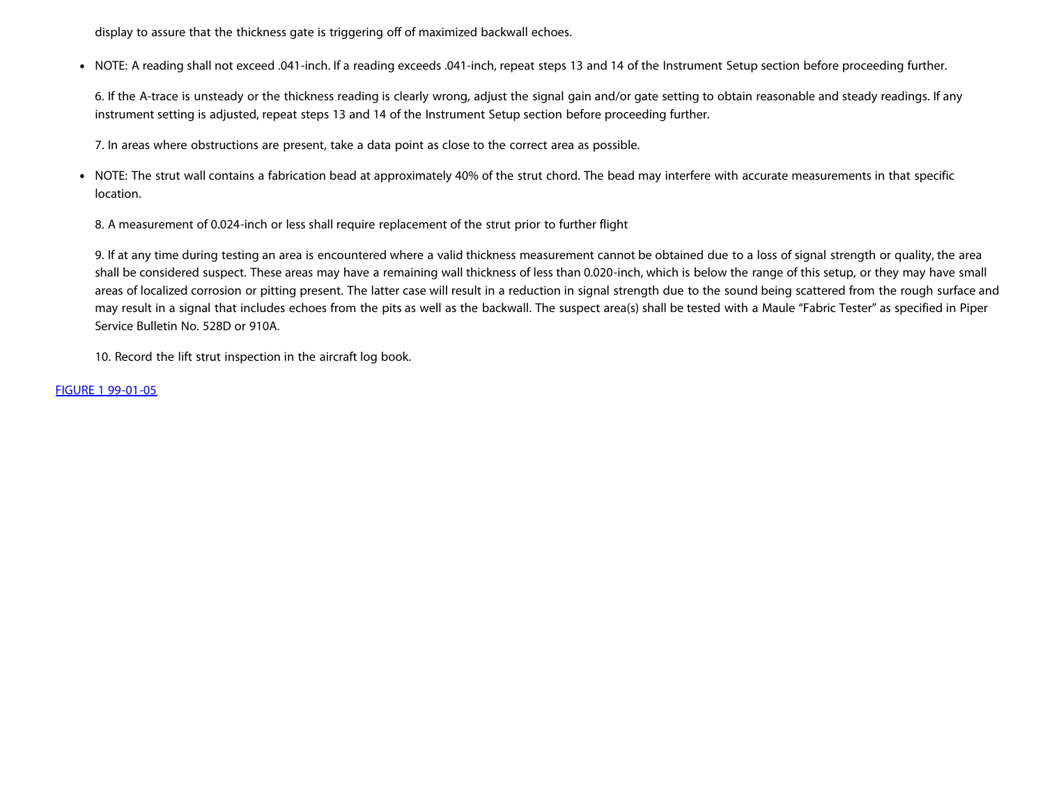display to assure that the thickness gate is triggering off of maximized backwall echoes.

- NOTE: A reading shall not exceed .041-inch. If a reading exceeds .041-inch, repeat steps 13 and 14 of the Instrument Setup section before proceeding further.

6. If the A-trace is unsteady or the thickness reading is clearly wrong, adjust the signal gain and/or gate setting to obtain reasonable and steady readings. If any instrument setting is adjusted, repeat steps 13 and 14 of the Instrument Setup section before proceeding further.

7. In areas where obstructions are present, take a data point as close to the correct area as possible.

- NOTE: The strut wall contains a fabrication bead at approximately 40% of the strut chord. The bead may interfere with accurate measurements in that specific location.

8. A measurement of 0.024-inch or less shall require replacement of the strut prior to further flight

9. If at any time during testing an area is encountered where a valid thickness measurement cannot be obtained due to a loss of signal strength or quality, the area shall be considered suspect. These areas may have a remaining wall thickness of less than 0.020-inch, which is below the range of this setup, or they may have small areas of localized corrosion or pitting present. The latter case will result in a reduction in signal strength due to the sound being scattered from the rough surface and may result in a signal that includes echoes from the pits as well as the backwall. The suspect area(s) shall be tested with a Maule "Fabric Tester" as specified in Piper Service Bulletin No. 528D or 910A.

10. Record the lift strut inspection in the aircraft log book.

FIGURE 1 99-01-05